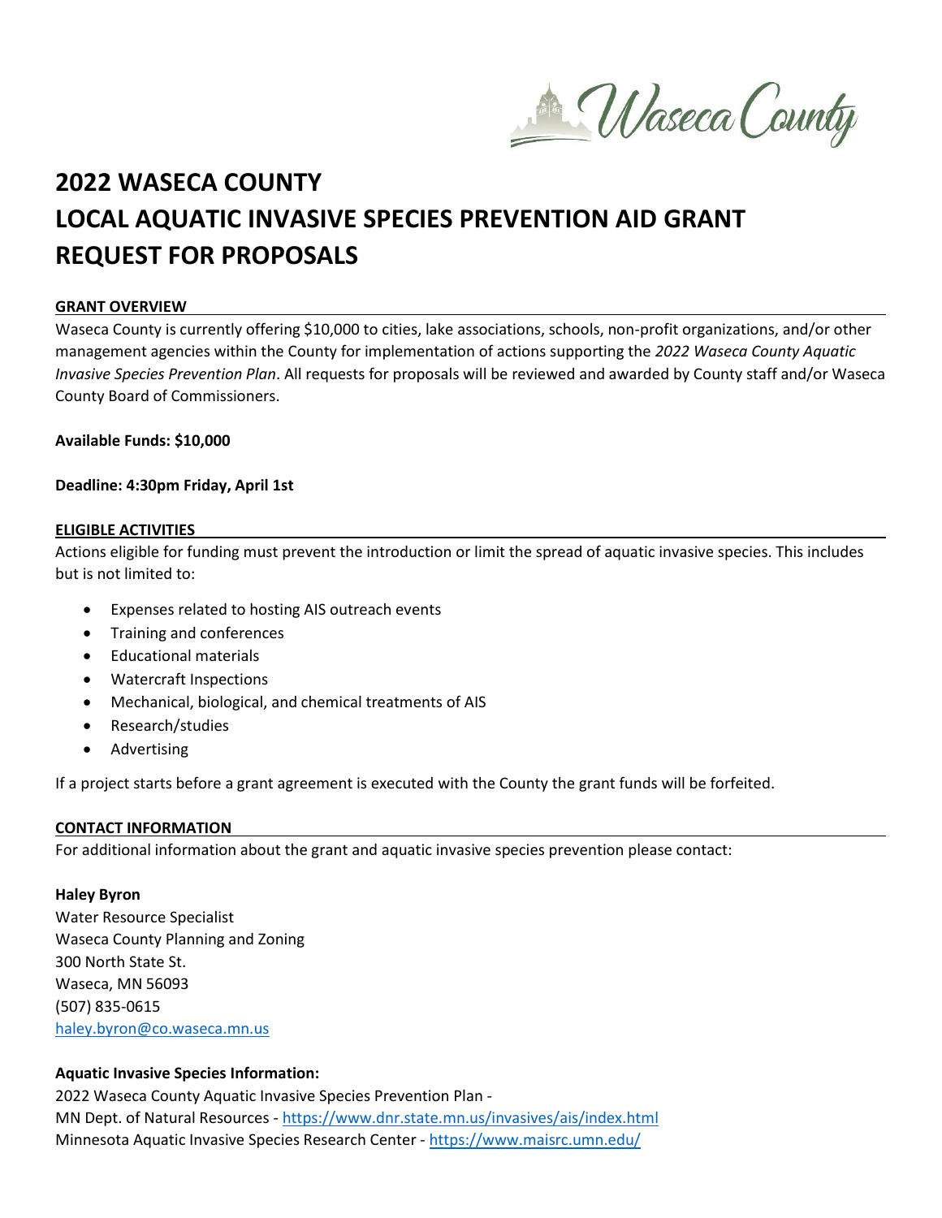# 2022 WASECA COUNTY LOCAL AQUATIC INVASIVE SPECIES PREVENTION AID GRANT REQUEST FOR PROPOSALS

## GRANT OVERVIEW

Waseca County is currently offering $10,000 to cities, lake associations, schools, non-profit organizations, and/or other management agencies within the County for implementation of actions supporting the *2022 Waseca County Aquatic Invasive Species Prevention Plan*. All requests for proposals will be reviewed and awarded by County staff and/or Waseca County Board of Commissioners.

**Available Funds: $10,000**

**Deadline: 4:30pm Friday, April 1st**

## ELIGIBLE ACTIVITIES

Actions eligible for funding must prevent the introduction or limit the spread of aquatic invasive species. This includes but is not limited to:

- Expenses related to hosting AIS outreach events
- Training and conferences
- Educational materials
- Watercraft Inspections
- Mechanical, biological, and chemical treatments of AIS
- Research/studies
- Advertising

If a project starts before a grant agreement is executed with the County the grant funds will be forfeited.

## CONTACT INFORMATION

For additional information about the grant and aquatic invasive species prevention please contact:

**Haley Byron**
Water Resource Specialist
Waseca County Planning and Zoning
300 North State St.
Waseca, MN 56093
(507) 835-0615
haley.byron@co.waseca.mn.us

**Aquatic Invasive Species Information:**
2022 Waseca County Aquatic Invasive Species Prevention Plan -
MN Dept. of Natural Resources - https://www.dnr.state.mn.us/invasives/ais/index.html
Minnesota Aquatic Invasive Species Research Center - https://www.maisrc.umn.edu/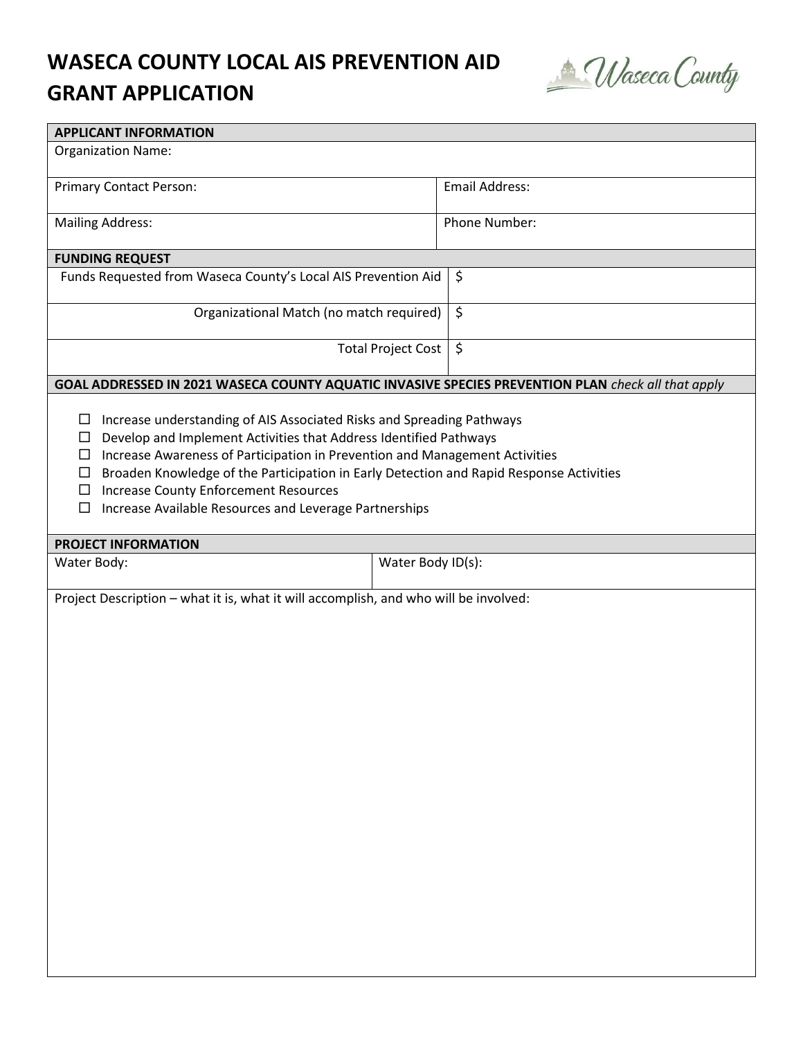# WASECA COUNTY LOCAL AIS PREVENTION AID GRANT APPLICATION

| **APPLICANT INFORMATION** | |
|---|---|
| Organization Name: | |
| Primary Contact Person: | Email Address: |
| Mailing Address: | Phone Number: |

| **FUNDING REQUEST** | |
|---|---|
| Funds Requested from Waseca County's Local AIS Prevention Aid | $ |
| Organizational Match (no match required) | $ |
| Total Project Cost | $ |

**GOAL ADDRESSED IN 2021 WASECA COUNTY AQUATIC INVASIVE SPECIES PREVENTION PLAN** *check all that apply*

- ☐ Increase understanding of AIS Associated Risks and Spreading Pathways
- ☐ Develop and Implement Activities that Address Identified Pathways
- ☐ Increase Awareness of Participation in Prevention and Management Activities
- ☐ Broaden Knowledge of the Participation in Early Detection and Rapid Response Activities
- ☐ Increase County Enforcement Resources
- ☐ Increase Available Resources and Leverage Partnerships

| **PROJECT INFORMATION** | |
|---|---|
| Water Body: | Water Body ID(s): |

Project Description – what it is, what it will accomplish, and who will be involved: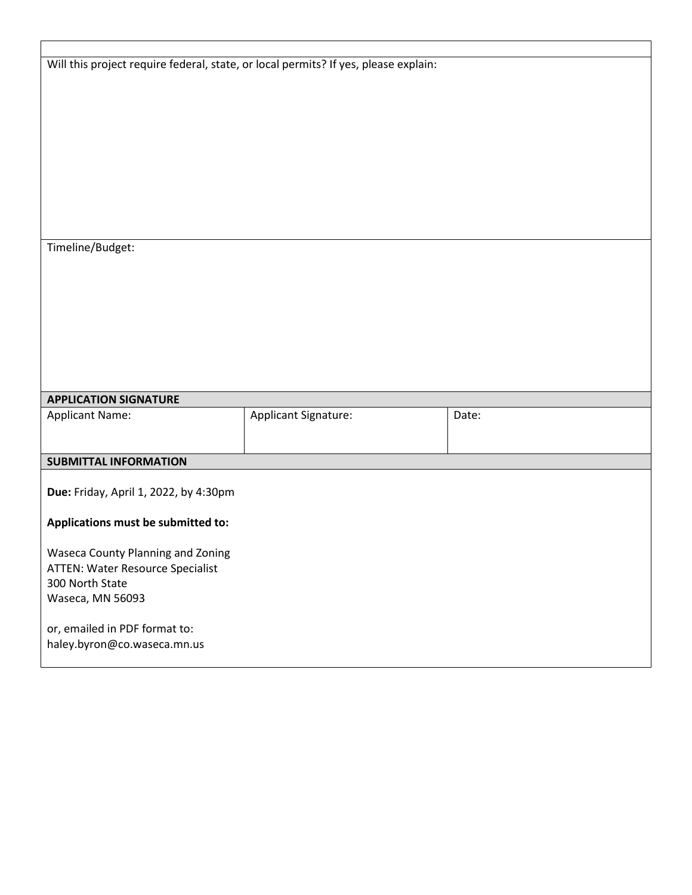Will this project require federal, state, or local permits? If yes, please explain:

Timeline/Budget:

**APPLICATION SIGNATURE**

| Applicant Name: | Applicant Signature: | Date: |
| --- | --- | --- |
| | | |

**SUBMITTAL INFORMATION**

**Due:** Friday, April 1, 2022, by 4:30pm

**Applications must be submitted to:**

Waseca County Planning and Zoning
ATTEN: Water Resource Specialist
300 North State
Waseca, MN 56093

or, emailed in PDF format to:
haley.byron@co.waseca.mn.us